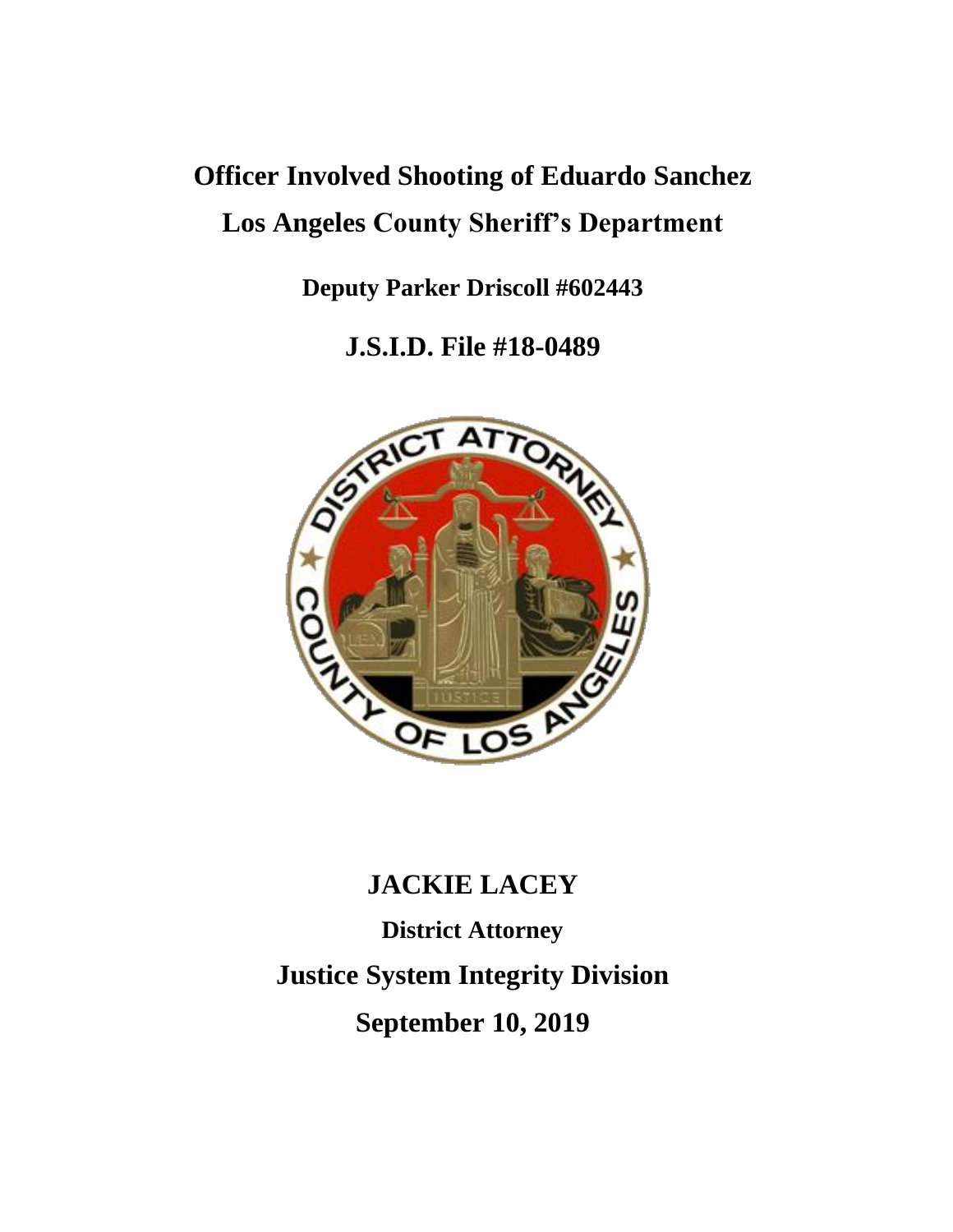# Officer Involved Shooting of Eduardo Sanchez

# Los Angeles County Sheriff's Department

**Deputy Parker Driscoll #602443**

**J.S.I.D. File #18-0489**

**JACKIE LACEY**

**District Attorney**

**Justice System Integrity Division**

**September 10, 2019**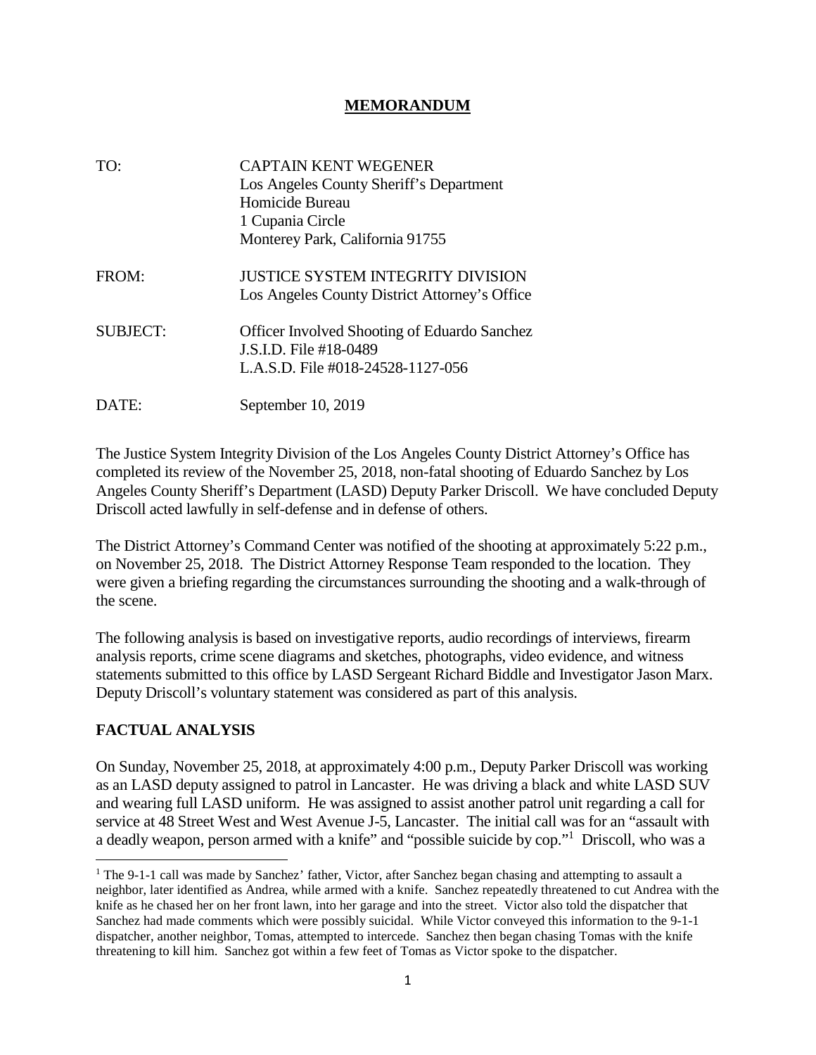**MEMORANDUM**

| | |
|---|---|
| TO: | CAPTAIN KENT WEGENER<br>Los Angeles County Sheriff's Department<br>Homicide Bureau<br>1 Cupania Circle<br>Monterey Park, California 91755 |
| FROM: | JUSTICE SYSTEM INTEGRITY DIVISION<br>Los Angeles County District Attorney's Office |
| SUBJECT: | Officer Involved Shooting of Eduardo Sanchez<br>J.S.I.D. File #18-0489<br>L.A.S.D. File #018-24528-1127-056 |
| DATE: | September 10, 2019 |

The Justice System Integrity Division of the Los Angeles County District Attorney's Office has completed its review of the November 25, 2018, non-fatal shooting of Eduardo Sanchez by Los Angeles County Sheriff's Department (LASD) Deputy Parker Driscoll. We have concluded Deputy Driscoll acted lawfully in self-defense and in defense of others.

The District Attorney's Command Center was notified of the shooting at approximately 5:22 p.m., on November 25, 2018. The District Attorney Response Team responded to the location. They were given a briefing regarding the circumstances surrounding the shooting and a walk-through of the scene.

The following analysis is based on investigative reports, audio recordings of interviews, firearm analysis reports, crime scene diagrams and sketches, photographs, video evidence, and witness statements submitted to this office by LASD Sergeant Richard Biddle and Investigator Jason Marx. Deputy Driscoll's voluntary statement was considered as part of this analysis.

## FACTUAL ANALYSIS

On Sunday, November 25, 2018, at approximately 4:00 p.m., Deputy Parker Driscoll was working as an LASD deputy assigned to patrol in Lancaster. He was driving a black and white LASD SUV and wearing full LASD uniform. He was assigned to assist another patrol unit regarding a call for service at 48 Street West and West Avenue J-5, Lancaster. The initial call was for an "assault with a deadly weapon, person armed with a knife" and "possible suicide by cop."[1] Driscoll, who was a

[1] The 9-1-1 call was made by Sanchez' father, Victor, after Sanchez began chasing and attempting to assault a neighbor, later identified as Andrea, while armed with a knife. Sanchez repeatedly threatened to cut Andrea with the knife as he chased her on her front lawn, into her garage and into the street. Victor also told the dispatcher that Sanchez had made comments which were possibly suicidal. While Victor conveyed this information to the 9-1-1 dispatcher, another neighbor, Tomas, attempted to intercede. Sanchez then began chasing Tomas with the knife threatening to kill him. Sanchez got within a few feet of Tomas as Victor spoke to the dispatcher.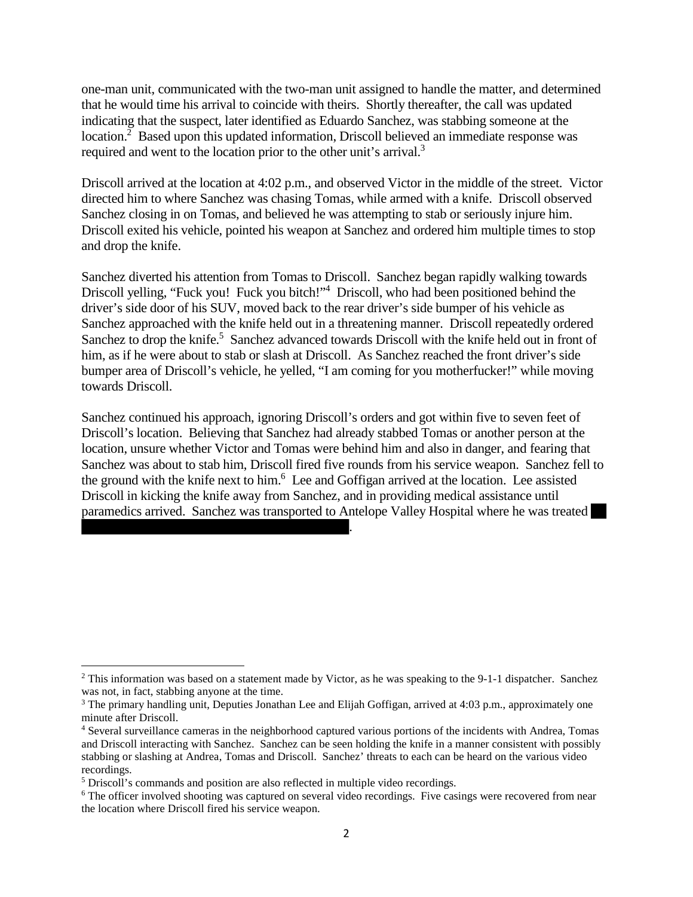one-man unit, communicated with the two-man unit assigned to handle the matter, and determined that he would time his arrival to coincide with theirs. Shortly thereafter, the call was updated indicating that the suspect, later identified as Eduardo Sanchez, was stabbing someone at the location.[2] Based upon this updated information, Driscoll believed an immediate response was required and went to the location prior to the other unit's arrival.[3]

Driscoll arrived at the location at 4:02 p.m., and observed Victor in the middle of the street. Victor directed him to where Sanchez was chasing Tomas, while armed with a knife. Driscoll observed Sanchez closing in on Tomas, and believed he was attempting to stab or seriously injure him. Driscoll exited his vehicle, pointed his weapon at Sanchez and ordered him multiple times to stop and drop the knife.

Sanchez diverted his attention from Tomas to Driscoll. Sanchez began rapidly walking towards Driscoll yelling, "Fuck you! Fuck you bitch!"[4] Driscoll, who had been positioned behind the driver's side door of his SUV, moved back to the rear driver's side bumper of his vehicle as Sanchez approached with the knife held out in a threatening manner. Driscoll repeatedly ordered Sanchez to drop the knife.[5] Sanchez advanced towards Driscoll with the knife held out in front of him, as if he were about to stab or slash at Driscoll. As Sanchez reached the front driver's side bumper area of Driscoll's vehicle, he yelled, "I am coming for you motherfucker!" while moving towards Driscoll.

Sanchez continued his approach, ignoring Driscoll's orders and got within five to seven feet of Driscoll's location. Believing that Sanchez had already stabbed Tomas or another person at the location, unsure whether Victor and Tomas were behind him and also in danger, and fearing that Sanchez was about to stab him, Driscoll fired five rounds from his service weapon. Sanchez fell to the ground with the knife next to him.[6] Lee and Goffigan arrived at the location. Lee assisted Driscoll in kicking the knife away from Sanchez, and in providing medical assistance until paramedics arrived. Sanchez was transported to Antelope Valley Hospital where he was treated [REDACTED].

---

[2] This information was based on a statement made by Victor, as he was speaking to the 9-1-1 dispatcher. Sanchez was not, in fact, stabbing anyone at the time.

[3] The primary handling unit, Deputies Jonathan Lee and Elijah Goffigan, arrived at 4:03 p.m., approximately one minute after Driscoll.

[4] Several surveillance cameras in the neighborhood captured various portions of the incidents with Andrea, Tomas and Driscoll interacting with Sanchez. Sanchez can be seen holding the knife in a manner consistent with possibly stabbing or slashing at Andrea, Tomas and Driscoll. Sanchez' threats to each can be heard on the various video recordings.

[5] Driscoll's commands and position are also reflected in multiple video recordings.

[6] The officer involved shooting was captured on several video recordings. Five casings were recovered from near the location where Driscoll fired his service weapon.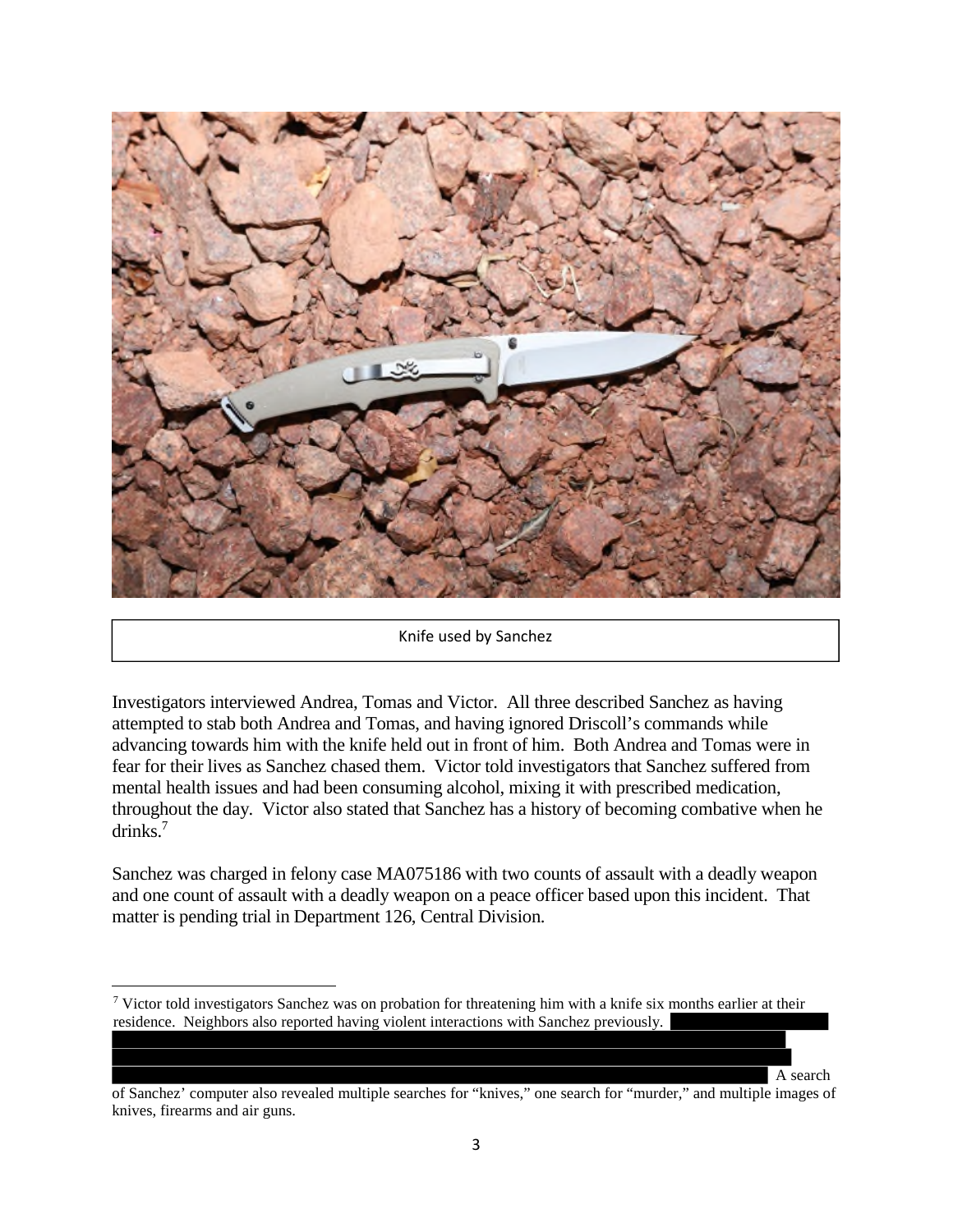Knife used by Sanchez

Investigators interviewed Andrea, Tomas and Victor. All three described Sanchez as having attempted to stab both Andrea and Tomas, and having ignored Driscoll's commands while advancing towards him with the knife held out in front of him. Both Andrea and Tomas were in fear for their lives as Sanchez chased them. Victor told investigators that Sanchez suffered from mental health issues and had been consuming alcohol, mixing it with prescribed medication, throughout the day. Victor also stated that Sanchez has a history of becoming combative when he drinks.[7]

Sanchez was charged in felony case MA075186 with two counts of assault with a deadly weapon and one count of assault with a deadly weapon on a peace officer based upon this incident. That matter is pending trial in Department 126, Central Division.

---

[7] Victor told investigators Sanchez was on probation for threatening him with a knife six months earlier at their residence. Neighbors also reported having violent interactions with Sanchez previously. [REDACTED] A search of Sanchez' computer also revealed multiple searches for "knives," one search for "murder," and multiple images of knives, firearms and air guns.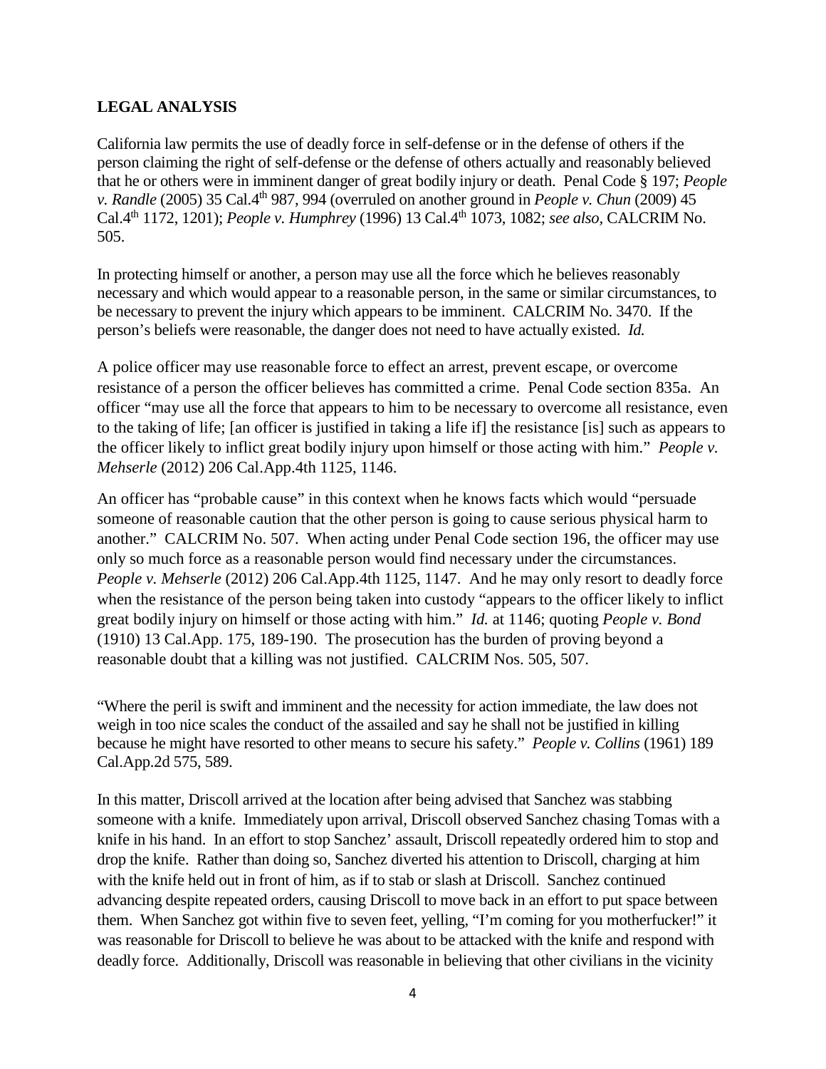## LEGAL ANALYSIS

California law permits the use of deadly force in self-defense or in the defense of others if the person claiming the right of self-defense or the defense of others actually and reasonably believed that he or others were in imminent danger of great bodily injury or death. Penal Code § 197; *People v. Randle* (2005) 35 Cal.4th 987, 994 (overruled on another ground in *People v. Chun* (2009) 45 Cal.4th 1172, 1201); *People v. Humphrey* (1996) 13 Cal.4th 1073, 1082; *see also*, CALCRIM No. 505.

In protecting himself or another, a person may use all the force which he believes reasonably necessary and which would appear to a reasonable person, in the same or similar circumstances, to be necessary to prevent the injury which appears to be imminent. CALCRIM No. 3470. If the person's beliefs were reasonable, the danger does not need to have actually existed. *Id.*

A police officer may use reasonable force to effect an arrest, prevent escape, or overcome resistance of a person the officer believes has committed a crime. Penal Code section 835a. An officer "may use all the force that appears to him to be necessary to overcome all resistance, even to the taking of life; [an officer is justified in taking a life if] the resistance [is] such as appears to the officer likely to inflict great bodily injury upon himself or those acting with him." *People v. Mehserle* (2012) 206 Cal.App.4th 1125, 1146.

An officer has "probable cause" in this context when he knows facts which would "persuade someone of reasonable caution that the other person is going to cause serious physical harm to another." CALCRIM No. 507. When acting under Penal Code section 196, the officer may use only so much force as a reasonable person would find necessary under the circumstances. *People v. Mehserle* (2012) 206 Cal.App.4th 1125, 1147. And he may only resort to deadly force when the resistance of the person being taken into custody "appears to the officer likely to inflict great bodily injury on himself or those acting with him." *Id.* at 1146; quoting *People v. Bond* (1910) 13 Cal.App. 175, 189-190. The prosecution has the burden of proving beyond a reasonable doubt that a killing was not justified. CALCRIM Nos. 505, 507.

"Where the peril is swift and imminent and the necessity for action immediate, the law does not weigh in too nice scales the conduct of the assailed and say he shall not be justified in killing because he might have resorted to other means to secure his safety." *People v. Collins* (1961) 189 Cal.App.2d 575, 589.

In this matter, Driscoll arrived at the location after being advised that Sanchez was stabbing someone with a knife. Immediately upon arrival, Driscoll observed Sanchez chasing Tomas with a knife in his hand. In an effort to stop Sanchez' assault, Driscoll repeatedly ordered him to stop and drop the knife. Rather than doing so, Sanchez diverted his attention to Driscoll, charging at him with the knife held out in front of him, as if to stab or slash at Driscoll. Sanchez continued advancing despite repeated orders, causing Driscoll to move back in an effort to put space between them. When Sanchez got within five to seven feet, yelling, "I'm coming for you motherfucker!" it was reasonable for Driscoll to believe he was about to be attacked with the knife and respond with deadly force. Additionally, Driscoll was reasonable in believing that other civilians in the vicinity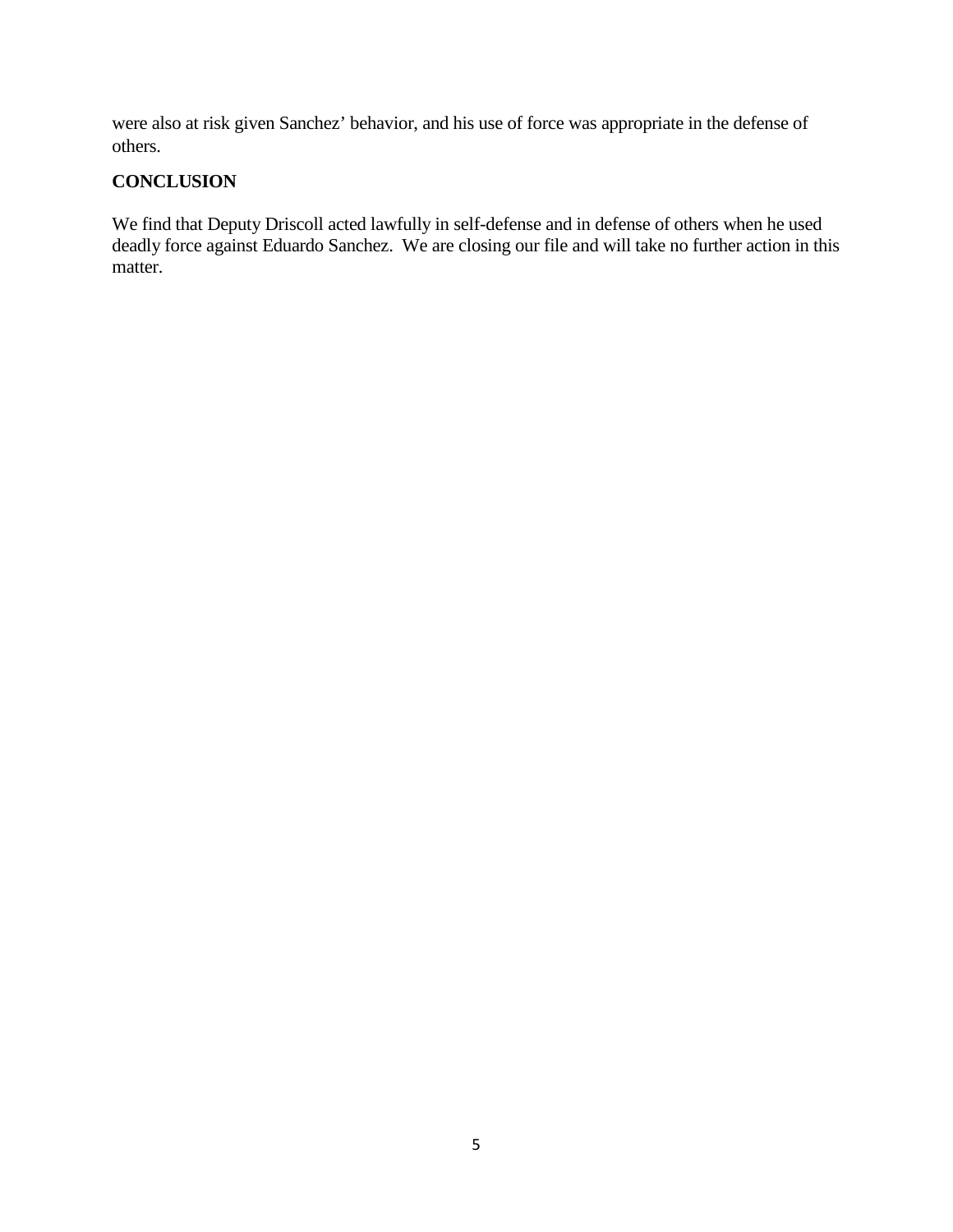were also at risk given Sanchez' behavior, and his use of force was appropriate in the defense of others.

## CONCLUSION

We find that Deputy Driscoll acted lawfully in self-defense and in defense of others when he used deadly force against Eduardo Sanchez. We are closing our file and will take no further action in this matter.